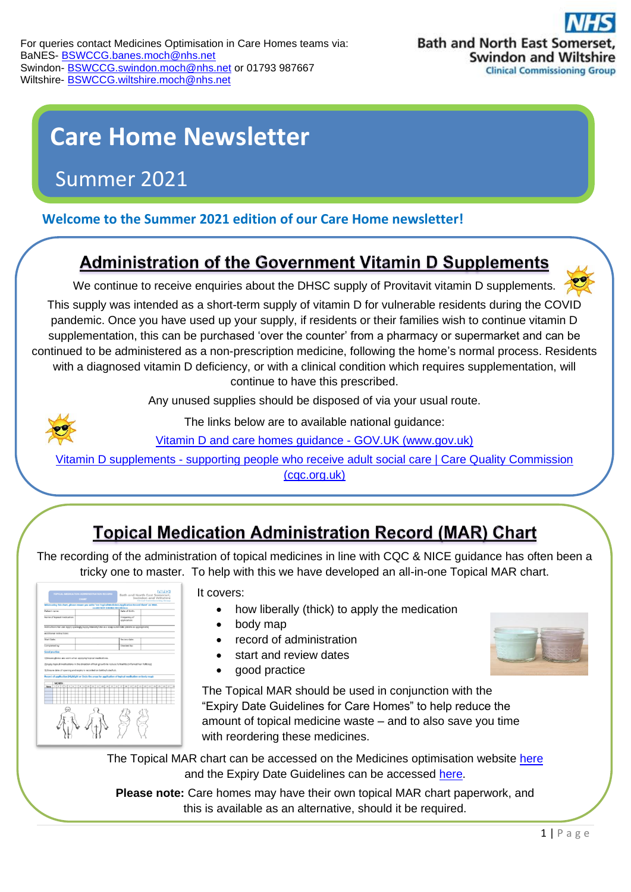For queries contact Medicines Optimisation in Care Homes teams via:
BaNES- BSWCCG.banes.moch@nhs.net
Swindon- BSWCCG.swindon.moch@nhs.net or 01793 987667
Wiltshire- BSWCCG.wiltshire.moch@nhs.net

NHS Bath and North East Somerset, Swindon and Wiltshire Clinical Commissioning Group

# Care Home Newsletter

## Summer 2021

**Welcome to the Summer 2021 edition of our Care Home newsletter!**

## Administration of the Government Vitamin D Supplements

We continue to receive enquiries about the DHSC supply of Provitavit vitamin D supplements.

This supply was intended as a short-term supply of vitamin D for vulnerable residents during the COVID pandemic. Once you have used up your supply, if residents or their families wish to continue vitamin D supplementation, this can be purchased 'over the counter' from a pharmacy or supermarket and can be continued to be administered as a non-prescription medicine, following the home's normal process. Residents with a diagnosed vitamin D deficiency, or with a clinical condition which requires supplementation, will continue to have this prescribed.

Any unused supplies should be disposed of via your usual route.

The links below are to available national guidance:

Vitamin D and care homes guidance - GOV.UK (www.gov.uk)

Vitamin D supplements - supporting people who receive adult social care | Care Quality Commission (cqc.org.uk)

## Topical Medication Administration Record (MAR) Chart

The recording of the administration of topical medicines in line with CQC & NICE guidance has often been a tricky one to master. To help with this we have developed an all-in-one Topical MAR chart.

It covers:

- how liberally (thick) to apply the medication
- body map
- record of administration
- start and review dates
- good practice

The Topical MAR should be used in conjunction with the "Expiry Date Guidelines for Care Homes" to help reduce the amount of topical medicine waste – and to also save you time with reordering these medicines.

The Topical MAR chart can be accessed on the Medicines optimisation website here and the Expiry Date Guidelines can be accessed here.

**Please note:** Care homes may have their own topical MAR chart paperwork, and this is available as an alternative, should it be required.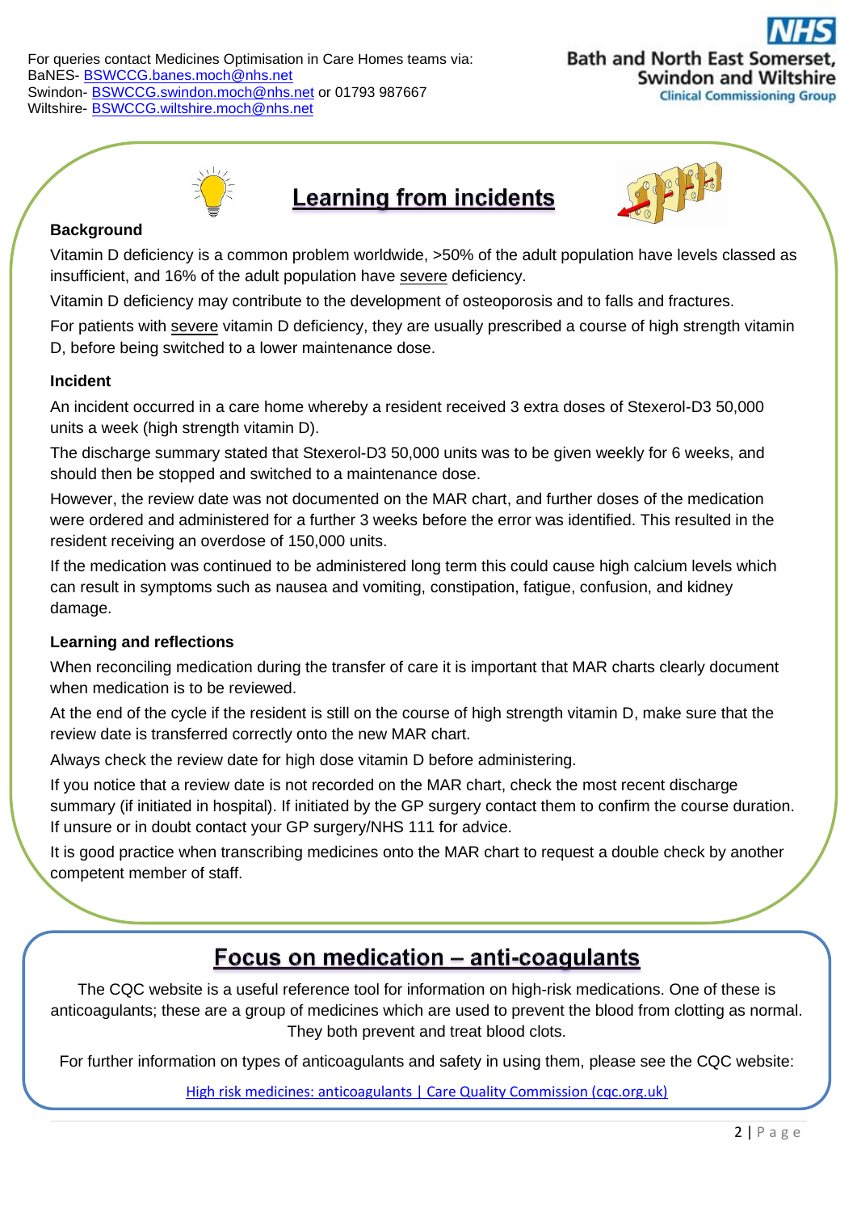For queries contact Medicines Optimisation in Care Homes teams via:
BaNES- BSWCCG.banes.moch@nhs.net
Swindon- BSWCCG.swindon.moch@nhs.net or 01793 987667
Wiltshire- BSWCCG.wiltshire.moch@nhs.net

NHS Bath and North East Somerset, Swindon and Wiltshire Clinical Commissioning Group

# Learning from incidents

### Background

Vitamin D deficiency is a common problem worldwide, >50% of the adult population have levels classed as insufficient, and 16% of the adult population have severe deficiency.

Vitamin D deficiency may contribute to the development of osteoporosis and to falls and fractures.

For patients with severe vitamin D deficiency, they are usually prescribed a course of high strength vitamin D, before being switched to a lower maintenance dose.

### Incident

An incident occurred in a care home whereby a resident received 3 extra doses of Stexerol-D3 50,000 units a week (high strength vitamin D).

The discharge summary stated that Stexerol-D3 50,000 units was to be given weekly for 6 weeks, and should then be stopped and switched to a maintenance dose.

However, the review date was not documented on the MAR chart, and further doses of the medication were ordered and administered for a further 3 weeks before the error was identified. This resulted in the resident receiving an overdose of 150,000 units.

If the medication was continued to be administered long term this could cause high calcium levels which can result in symptoms such as nausea and vomiting, constipation, fatigue, confusion, and kidney damage.

### Learning and reflections

When reconciling medication during the transfer of care it is important that MAR charts clearly document when medication is to be reviewed.

At the end of the cycle if the resident is still on the course of high strength vitamin D, make sure that the review date is transferred correctly onto the new MAR chart.

Always check the review date for high dose vitamin D before administering.

If you notice that a review date is not recorded on the MAR chart, check the most recent discharge summary (if initiated in hospital). If initiated by the GP surgery contact them to confirm the course duration. If unsure or in doubt contact your GP surgery/NHS 111 for advice.

It is good practice when transcribing medicines onto the MAR chart to request a double check by another competent member of staff.

# Focus on medication – anti-coagulants

The CQC website is a useful reference tool for information on high-risk medications. One of these is anticoagulants; these are a group of medicines which are used to prevent the blood from clotting as normal. They both prevent and treat blood clots.

For further information on types of anticoagulants and safety in using them, please see the CQC website:

High risk medicines: anticoagulants | Care Quality Commission (cqc.org.uk)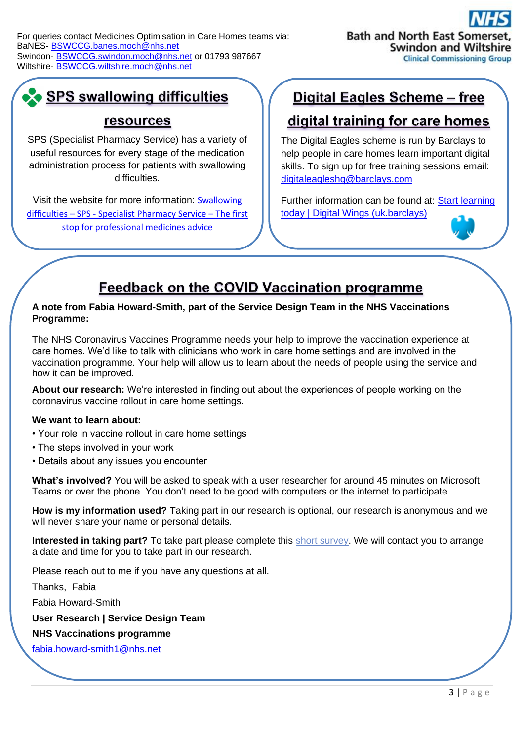For queries contact Medicines Optimisation in Care Homes teams via:
BaNES- BSWCCG.banes.moch@nhs.net
Swindon- BSWCCG.swindon.moch@nhs.net or 01793 987667
Wiltshire- BSWCCG.wiltshire.moch@nhs.net

Bath and North East Somerset, Swindon and Wiltshire
Clinical Commissioning Group

## SPS swallowing difficulties resources

SPS (Specialist Pharmacy Service) has a variety of useful resources for every stage of the medication administration process for patients with swallowing difficulties.

Visit the website for more information: Swallowing difficulties – SPS - Specialist Pharmacy Service – The first stop for professional medicines advice

## Digital Eagles Scheme – free digital training for care homes

The Digital Eagles scheme is run by Barclays to help people in care homes learn important digital skills. To sign up for free training sessions email: digitaleagleshq@barclays.com

Further information can be found at: Start learning today | Digital Wings (uk.barclays)

## Feedback on the COVID Vaccination programme

**A note from Fabia Howard-Smith, part of the Service Design Team in the NHS Vaccinations Programme:**

The NHS Coronavirus Vaccines Programme needs your help to improve the vaccination experience at care homes. We'd like to talk with clinicians who work in care home settings and are involved in the vaccination programme. Your help will allow us to learn about the needs of people using the service and how it can be improved.

**About our research:** We're interested in finding out about the experiences of people working on the coronavirus vaccine rollout in care home settings.

**We want to learn about:**

- Your role in vaccine rollout in care home settings
- The steps involved in your work
- Details about any issues you encounter

**What's involved?** You will be asked to speak with a user researcher for around 45 minutes on Microsoft Teams or over the phone. You don't need to be good with computers or the internet to participate.

**How is my information used?** Taking part in our research is optional, our research is anonymous and we will never share your name or personal details.

**Interested in taking part?** To take part please complete this short survey. We will contact you to arrange a date and time for you to take part in our research.

Please reach out to me if you have any questions at all.

Thanks, Fabia

Fabia Howard-Smith

**User Research | Service Design Team**

**NHS Vaccinations programme**

fabia.howard-smith1@nhs.net